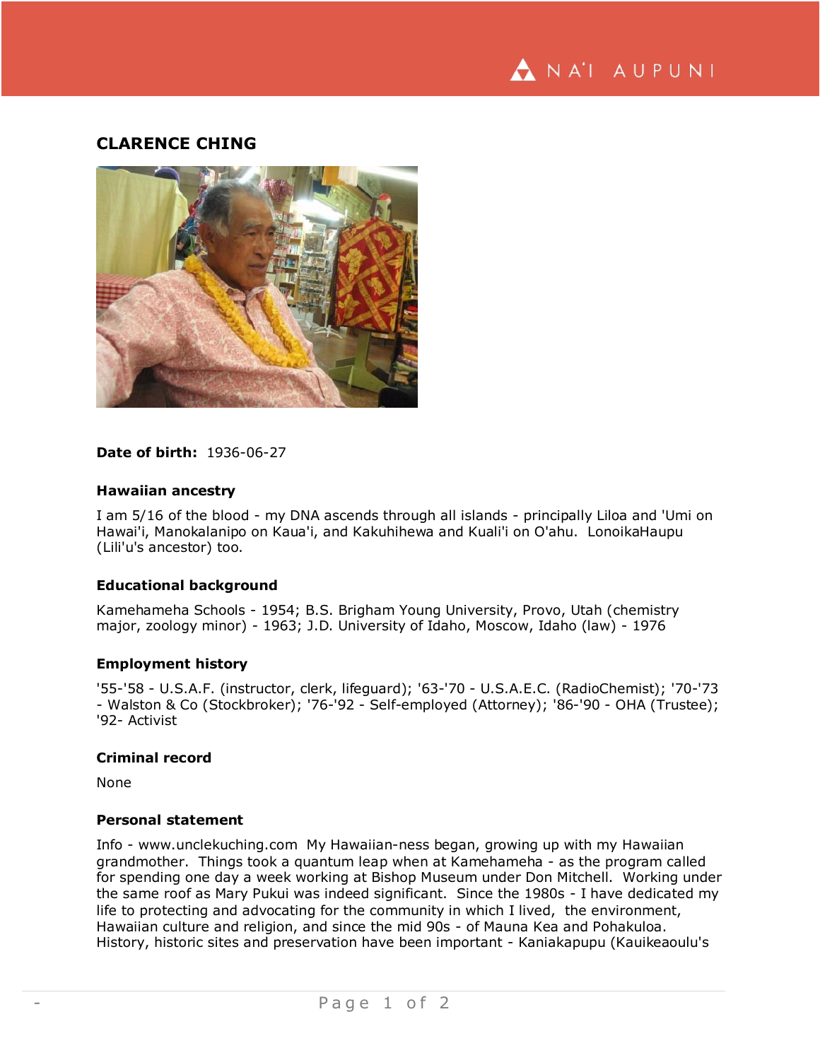## CLARENCE CHING

**Date of birth:** 1936-06-27

### Hawaiian ancestry

I am 5/16 of the blood - my DNA ascends through all islands - principally Liloa and 'Umi on Hawai'i, Manokalanipo on Kaua'i, and Kakuhihewa and Kuali'i on O'ahu. LonoikaHaupu (Lili'u's ancestor) too.

### Educational background

Kamehameha Schools - 1954; B.S. Brigham Young University, Provo, Utah (chemistry major, zoology minor) - 1963; J.D. University of Idaho, Moscow, Idaho (law) - 1976

### Employment history

'55-'58 - U.S.A.F. (instructor, clerk, lifeguard); '63-'70 - U.S.A.E.C. (RadioChemist); '70-'73 - Walston & Co (Stockbroker); '76-'92 - Self-employed (Attorney); '86-'90 - OHA (Trustee); '92- Activist

### Criminal record

None

### Personal statement

Info - www.unclekuching.com My Hawaiian-ness began, growing up with my Hawaiian grandmother. Things took a quantum leap when at Kamehameha - as the program called for spending one day a week working at Bishop Museum under Don Mitchell. Working under the same roof as Mary Pukui was indeed significant. Since the 1980s - I have dedicated my life to protecting and advocating for the community in which I lived, the environment, Hawaiian culture and religion, and since the mid 90s - of Mauna Kea and Pohakuloa. History, historic sites and preservation have been important - Kaniakapupu (Kauikeaoulu's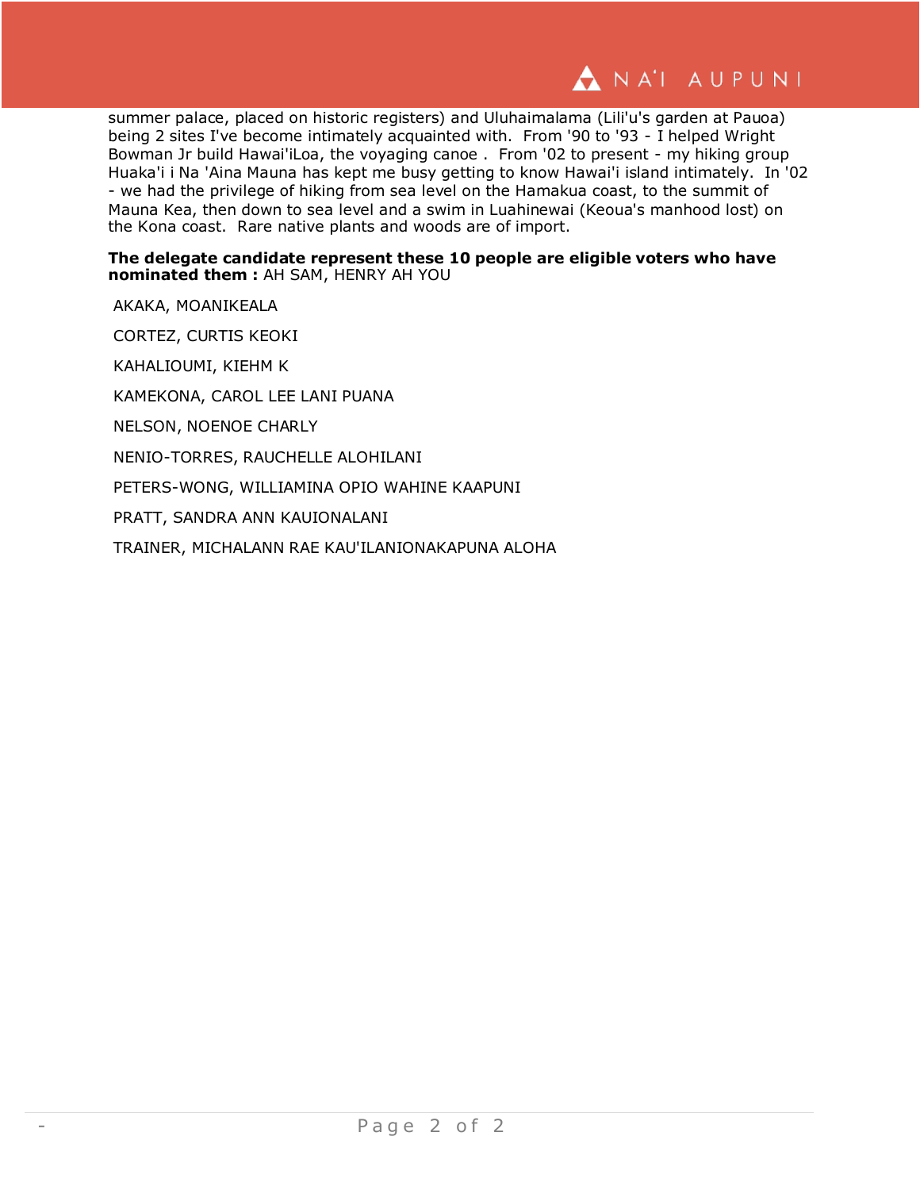summer palace, placed on historic registers) and Uluhaimalama (Lili'u's garden at Pauoa) being 2 sites I've become intimately acquainted with. From '90 to '93 - I helped Wright Bowman Jr build Hawai'iLoa, the voyaging canoe . From '02 to present - my hiking group Huaka'i i Na 'Aina Mauna has kept me busy getting to know Hawai'i island intimately. In '02 - we had the privilege of hiking from sea level on the Hamakua coast, to the summit of Mauna Kea, then down to sea level and a swim in Luahinewai (Keoua's manhood lost) on the Kona coast. Rare native plants and woods are of import.

**The delegate candidate represent these 10 people are eligible voters who have nominated them :** AH SAM, HENRY AH YOU

AKAKA, MOANIKEALA

CORTEZ, CURTIS KEOKI

KAHALIOUMI, KIEHM K

KAMEKONA, CAROL LEE LANI PUANA

NELSON, NOENOE CHARLY

NENIO-TORRES, RAUCHELLE ALOHILANI

PETERS-WONG, WILLIAMINA OPIO WAHINE KAAPUNI

PRATT, SANDRA ANN KAUIONALANI

TRAINER, MICHALANN RAE KAU'ILANIONAKAPUNA ALOHA